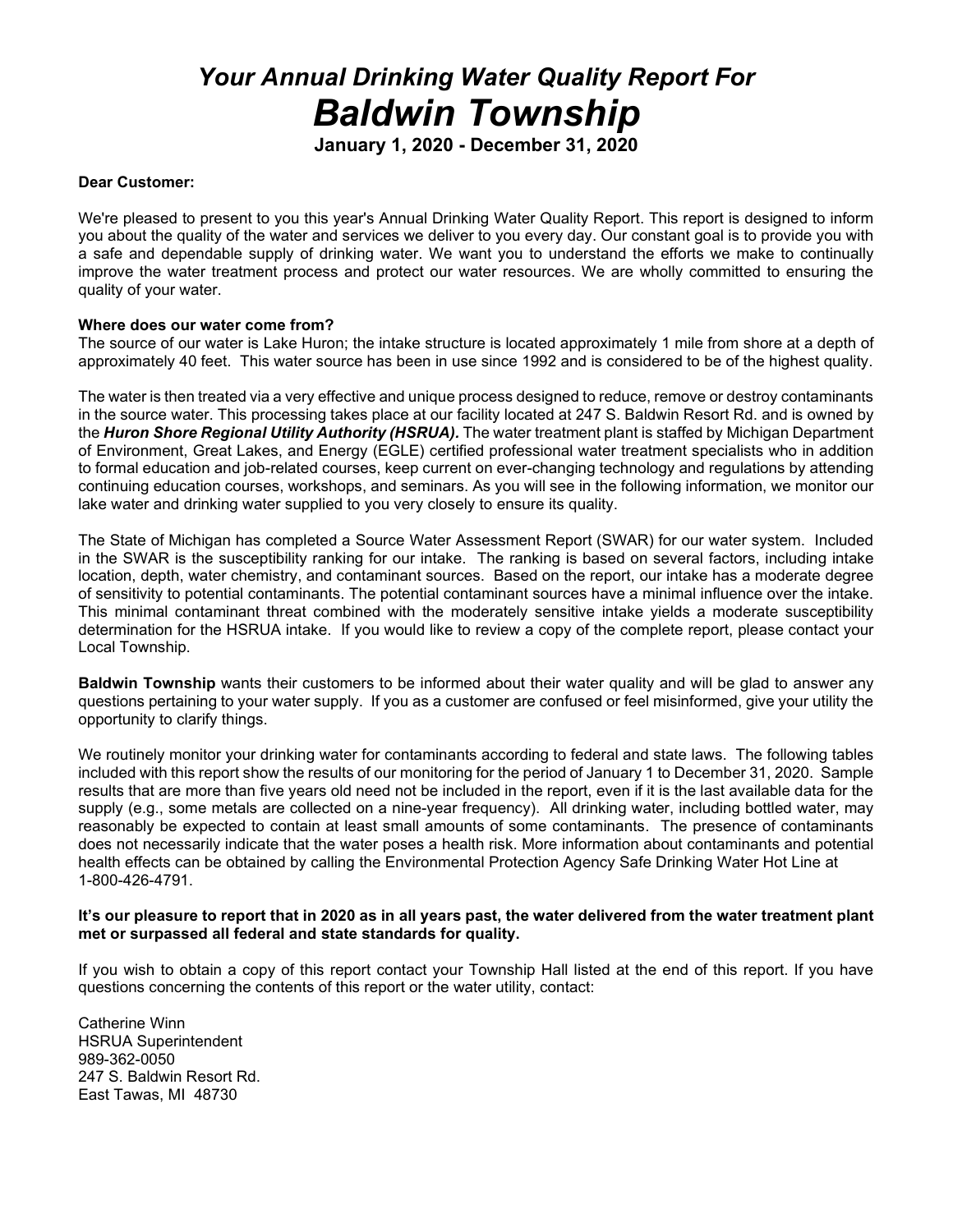# *Your Annual Drinking Water Quality Report For*
# *Baldwin Township*

**January 1, 2020 - December 31, 2020**

**Dear Customer:**

We're pleased to present to you this year's Annual Drinking Water Quality Report. This report is designed to inform you about the quality of the water and services we deliver to you every day. Our constant goal is to provide you with a safe and dependable supply of drinking water. We want you to understand the efforts we make to continually improve the water treatment process and protect our water resources. We are wholly committed to ensuring the quality of your water.

**Where does our water come from?**
The source of our water is Lake Huron; the intake structure is located approximately 1 mile from shore at a depth of approximately 40 feet. This water source has been in use since 1992 and is considered to be of the highest quality.

The water is then treated via a very effective and unique process designed to reduce, remove or destroy contaminants in the source water. This processing takes place at our facility located at 247 S. Baldwin Resort Rd. and is owned by the ***Huron Shore Regional Utility Authority (HSRUA).*** The water treatment plant is staffed by Michigan Department of Environment, Great Lakes, and Energy (EGLE) certified professional water treatment specialists who in addition to formal education and job-related courses, keep current on ever-changing technology and regulations by attending continuing education courses, workshops, and seminars. As you will see in the following information, we monitor our lake water and drinking water supplied to you very closely to ensure its quality.

The State of Michigan has completed a Source Water Assessment Report (SWAR) for our water system. Included in the SWAR is the susceptibility ranking for our intake. The ranking is based on several factors, including intake location, depth, water chemistry, and contaminant sources. Based on the report, our intake has a moderate degree of sensitivity to potential contaminants. The potential contaminant sources have a minimal influence over the intake. This minimal contaminant threat combined with the moderately sensitive intake yields a moderate susceptibility determination for the HSRUA intake. If you would like to review a copy of the complete report, please contact your Local Township.

**Baldwin Township** wants their customers to be informed about their water quality and will be glad to answer any questions pertaining to your water supply. If you as a customer are confused or feel misinformed, give your utility the opportunity to clarify things.

We routinely monitor your drinking water for contaminants according to federal and state laws. The following tables included with this report show the results of our monitoring for the period of January 1 to December 31, 2020. Sample results that are more than five years old need not be included in the report, even if it is the last available data for the supply (e.g., some metals are collected on a nine-year frequency). All drinking water, including bottled water, may reasonably be expected to contain at least small amounts of some contaminants. The presence of contaminants does not necessarily indicate that the water poses a health risk. More information about contaminants and potential health effects can be obtained by calling the Environmental Protection Agency Safe Drinking Water Hot Line at 1-800-426-4791.

**It's our pleasure to report that in 2020 as in all years past, the water delivered from the water treatment plant met or surpassed all federal and state standards for quality.**

If you wish to obtain a copy of this report contact your Township Hall listed at the end of this report. If you have questions concerning the contents of this report or the water utility, contact:

Catherine Winn
HSRUA Superintendent
989-362-0050
247 S. Baldwin Resort Rd.
East Tawas, MI 48730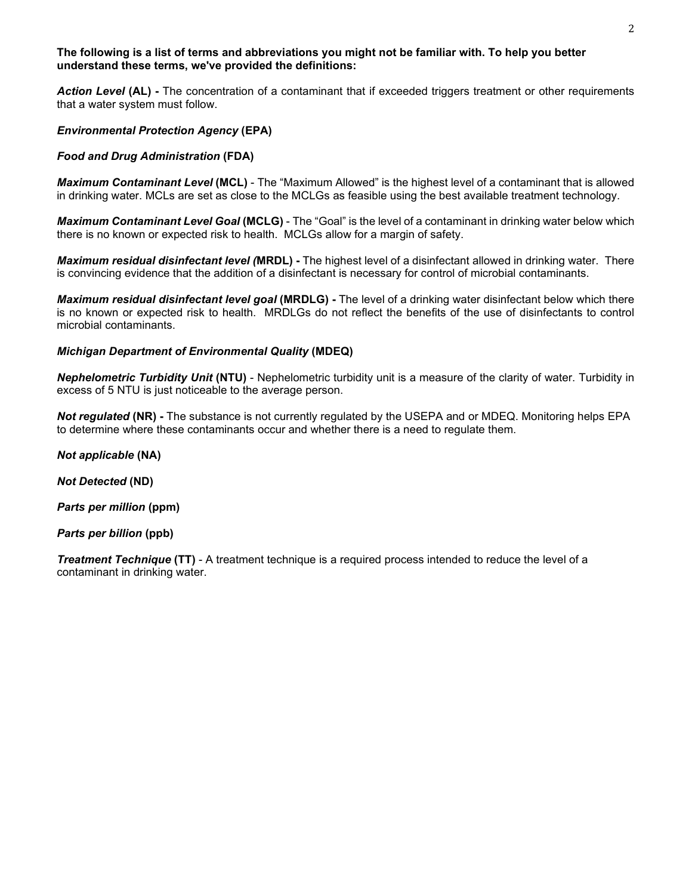**The following is a list of terms and abbreviations you might not be familiar with. To help you better understand these terms, we've provided the definitions:**

***Action Level* (AL) -** The concentration of a contaminant that if exceeded triggers treatment or other requirements that a water system must follow.

***Environmental Protection Agency* (EPA)**

***Food and Drug Administration* (FDA)**

***Maximum Contaminant Level* (MCL)** - The "Maximum Allowed" is the highest level of a contaminant that is allowed in drinking water. MCLs are set as close to the MCLGs as feasible using the best available treatment technology.

***Maximum Contaminant Level Goal* (MCLG)** - The "Goal" is the level of a contaminant in drinking water below which there is no known or expected risk to health. MCLGs allow for a margin of safety.

***Maximum residual disinfectant level (*MRDL) -** The highest level of a disinfectant allowed in drinking water. There is convincing evidence that the addition of a disinfectant is necessary for control of microbial contaminants.

***Maximum residual disinfectant level goal* (MRDLG) -** The level of a drinking water disinfectant below which there is no known or expected risk to health. MRDLGs do not reflect the benefits of the use of disinfectants to control microbial contaminants.

***Michigan Department of Environmental Quality* (MDEQ)**

***Nephelometric Turbidity Unit* (NTU)** - Nephelometric turbidity unit is a measure of the clarity of water. Turbidity in excess of 5 NTU is just noticeable to the average person.

***Not regulated* (NR) -** The substance is not currently regulated by the USEPA and or MDEQ. Monitoring helps EPA to determine where these contaminants occur and whether there is a need to regulate them.

***Not applicable* (NA)**

***Not Detected* (ND)**

***Parts per million* (ppm)**

***Parts per billion* (ppb)**

***Treatment Technique* (TT)** - A treatment technique is a required process intended to reduce the level of a contaminant in drinking water.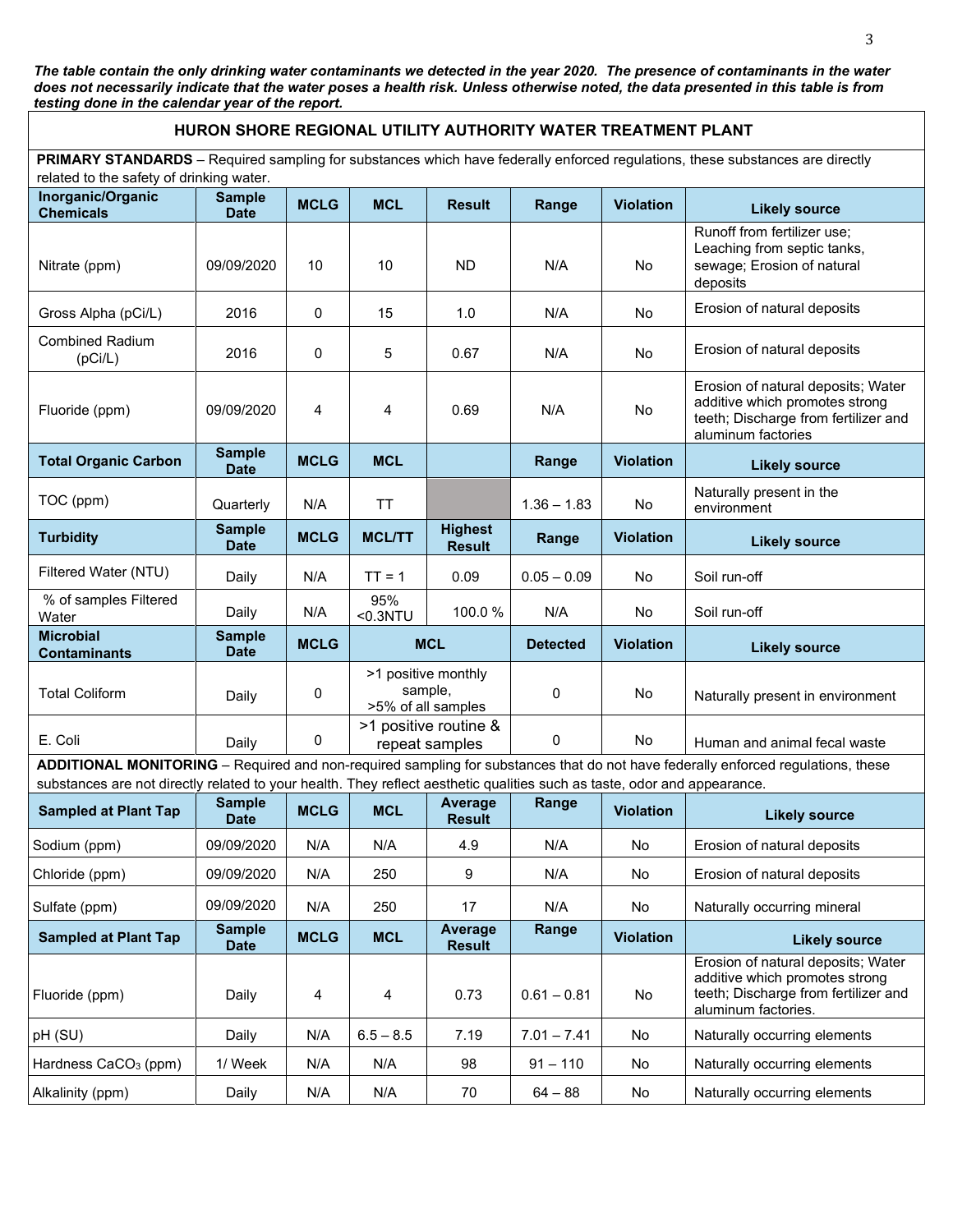*The table contain the only drinking water contaminants we detected in the year 2020. The presence of contaminants in the water does not necessarily indicate that the water poses a health risk. Unless otherwise noted, the data presented in this table is from testing done in the calendar year of the report.*

## HURON SHORE REGIONAL UTILITY AUTHORITY WATER TREATMENT PLANT

**PRIMARY STANDARDS** – Required sampling for substances which have federally enforced regulations, these substances are directly related to the safety of drinking water.

| Inorganic/Organic Chemicals | Sample Date | MCLG | MCL | Result | Range | Violation | Likely source |
|---|---|---|---|---|---|---|---|
| Nitrate (ppm) | 09/09/2020 | 10 | 10 | ND | N/A | No | Runoff from fertilizer use; Leaching from septic tanks, sewage; Erosion of natural deposits |
| Gross Alpha (pCi/L) | 2016 | 0 | 15 | 1.0 | N/A | No | Erosion of natural deposits |
| Combined Radium (pCi/L) | 2016 | 0 | 5 | 0.67 | N/A | No | Erosion of natural deposits |
| Fluoride (ppm) | 09/09/2020 | 4 | 4 | 0.69 | N/A | No | Erosion of natural deposits; Water additive which promotes strong teeth; Discharge from fertilizer and aluminum factories |
| **Total Organic Carbon** | **Sample Date** | **MCLG** | **MCL** | | **Range** | **Violation** | **Likely source** |
| TOC (ppm) | Quarterly | N/A | TT | | 1.36 – 1.83 | No | Naturally present in the environment |
| **Turbidity** | **Sample Date** | **MCLG** | **MCL/TT** | **Highest Result** | **Range** | **Violation** | **Likely source** |
| Filtered Water (NTU) | Daily | N/A | TT = 1 | 0.09 | 0.05 – 0.09 | No | Soil run-off |
| % of samples Filtered Water | Daily | N/A | 95% <0.3NTU | 100.0 % | N/A | No | Soil run-off |
| **Microbial Contaminants** | **Sample Date** | **MCLG** | **MCL** | | **Detected** | **Violation** | **Likely source** |
| Total Coliform | Daily | 0 | >1 positive monthly sample, >5% of all samples | | 0 | No | Naturally present in environment |
| E. Coli | Daily | 0 | >1 positive routine & repeat samples | | 0 | No | Human and animal fecal waste |

**ADDITIONAL MONITORING** – Required and non-required sampling for substances that do not have federally enforced regulations, these substances are not directly related to your health. They reflect aesthetic qualities such as taste, odor and appearance.

| Sampled at Plant Tap | Sample Date | MCLG | MCL | Average Result | Range | Violation | Likely source |
|---|---|---|---|---|---|---|---|
| Sodium (ppm) | 09/09/2020 | N/A | N/A | 4.9 | N/A | No | Erosion of natural deposits |
| Chloride (ppm) | 09/09/2020 | N/A | 250 | 9 | N/A | No | Erosion of natural deposits |
| Sulfate (ppm) | 09/09/2020 | N/A | 250 | 17 | N/A | No | Naturally occurring mineral |
| **Sampled at Plant Tap** | **Sample Date** | **MCLG** | **MCL** | **Average Result** | **Range** | **Violation** | **Likely source** |
| Fluoride (ppm) | Daily | 4 | 4 | 0.73 | 0.61 – 0.81 | No | Erosion of natural deposits; Water additive which promotes strong teeth; Discharge from fertilizer and aluminum factories. |
| pH (SU) | Daily | N/A | 6.5 – 8.5 | 7.19 | 7.01 – 7.41 | No | Naturally occurring elements |
| Hardness $CaCO_3$ (ppm) | 1/ Week | N/A | N/A | 98 | 91 – 110 | No | Naturally occurring elements |
| Alkalinity (ppm) | Daily | N/A | N/A | 70 | 64 – 88 | No | Naturally occurring elements |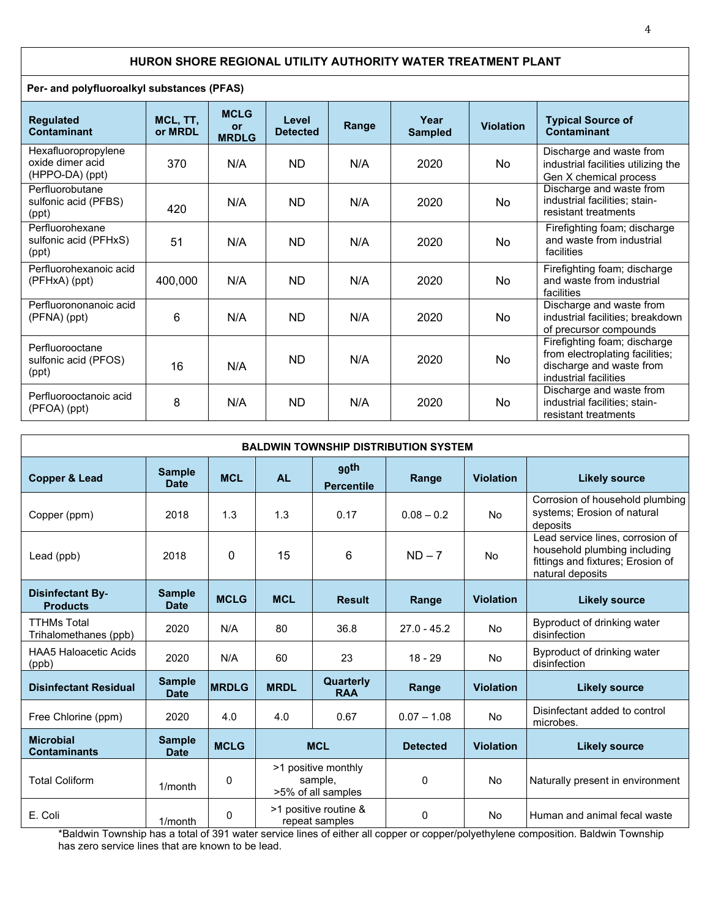## HURON SHORE REGIONAL UTILITY AUTHORITY WATER TREATMENT PLANT

**Per- and polyfluoroalkyl substances (PFAS)**

| Regulated Contaminant | MCL, TT, or MRDL | MCLG or MRDLG | Level Detected | Range | Year Sampled | Violation | Typical Source of Contaminant |
|---|---|---|---|---|---|---|---|
| Hexafluoropropylene oxide dimer acid (HPPO-DA) (ppt) | 370 | N/A | ND | N/A | 2020 | No | Discharge and waste from industrial facilities utilizing the Gen X chemical process |
| Perfluorobutane sulfonic acid (PFBS) (ppt) | 420 | N/A | ND | N/A | 2020 | No | Discharge and waste from industrial facilities; stain-resistant treatments |
| Perfluorohexane sulfonic acid (PFHxS) (ppt) | 51 | N/A | ND | N/A | 2020 | No | Firefighting foam; discharge and waste from industrial facilities |
| Perfluorohexanoic acid (PFHxA) (ppt) | 400,000 | N/A | ND | N/A | 2020 | No | Firefighting foam; discharge and waste from industrial facilities |
| Perfluorononanoic acid (PFNA) (ppt) | 6 | N/A | ND | N/A | 2020 | No | Discharge and waste from industrial facilities; breakdown of precursor compounds |
| Perfluorooctane sulfonic acid (PFOS) (ppt) | 16 | N/A | ND | N/A | 2020 | No | Firefighting foam; discharge from electroplating facilities; discharge and waste from industrial facilities |
| Perfluorooctanoic acid (PFOA) (ppt) | 8 | N/A | ND | N/A | 2020 | No | Discharge and waste from industrial facilities; stain-resistant treatments |

## BALDWIN TOWNSHIP DISTRIBUTION SYSTEM

| Copper & Lead | Sample Date | MCL | AL | 90th Percentile | Range | Violation | Likely source |
|---|---|---|---|---|---|---|---|
| Copper (ppm) | 2018 | 1.3 | 1.3 | 0.17 | 0.08 – 0.2 | No | Corrosion of household plumbing systems; Erosion of natural deposits |
| Lead (ppb) | 2018 | 0 | 15 | 6 | ND – 7 | No | Lead service lines, corrosion of household plumbing including fittings and fixtures; Erosion of natural deposits |
| **Disinfectant By-Products** | **Sample Date** | **MCLG** | **MCL** | **Result** | **Range** | **Violation** | **Likely source** |
| TTHMs Total Trihalomethanes (ppb) | 2020 | N/A | 80 | 36.8 | 27.0 - 45.2 | No | Byproduct of drinking water disinfection |
| HAA5 Haloacetic Acids (ppb) | 2020 | N/A | 60 | 23 | 18 - 29 | No | Byproduct of drinking water disinfection |
| **Disinfectant Residual** | **Sample Date** | **MRDLG** | **MRDL** | **Quarterly RAA** | **Range** | **Violation** | **Likely source** |
| Free Chlorine (ppm) | 2020 | 4.0 | 4.0 | 0.67 | 0.07 – 1.08 | No | Disinfectant added to control microbes. |
| **Microbial Contaminants** | **Sample Date** | **MCLG** | **MCL** | | **Detected** | **Violation** | **Likely source** |
| Total Coliform | 1/month | 0 | >1 positive monthly sample, >5% of all samples | | 0 | No | Naturally present in environment |
| E. Coli | 1/month | 0 | >1 positive routine & repeat samples | | 0 | No | Human and animal fecal waste |

*Baldwin Township has a total of 391 water service lines of either copper or copper/polyethylene composition. Baldwin Township has zero service lines that are known to be lead.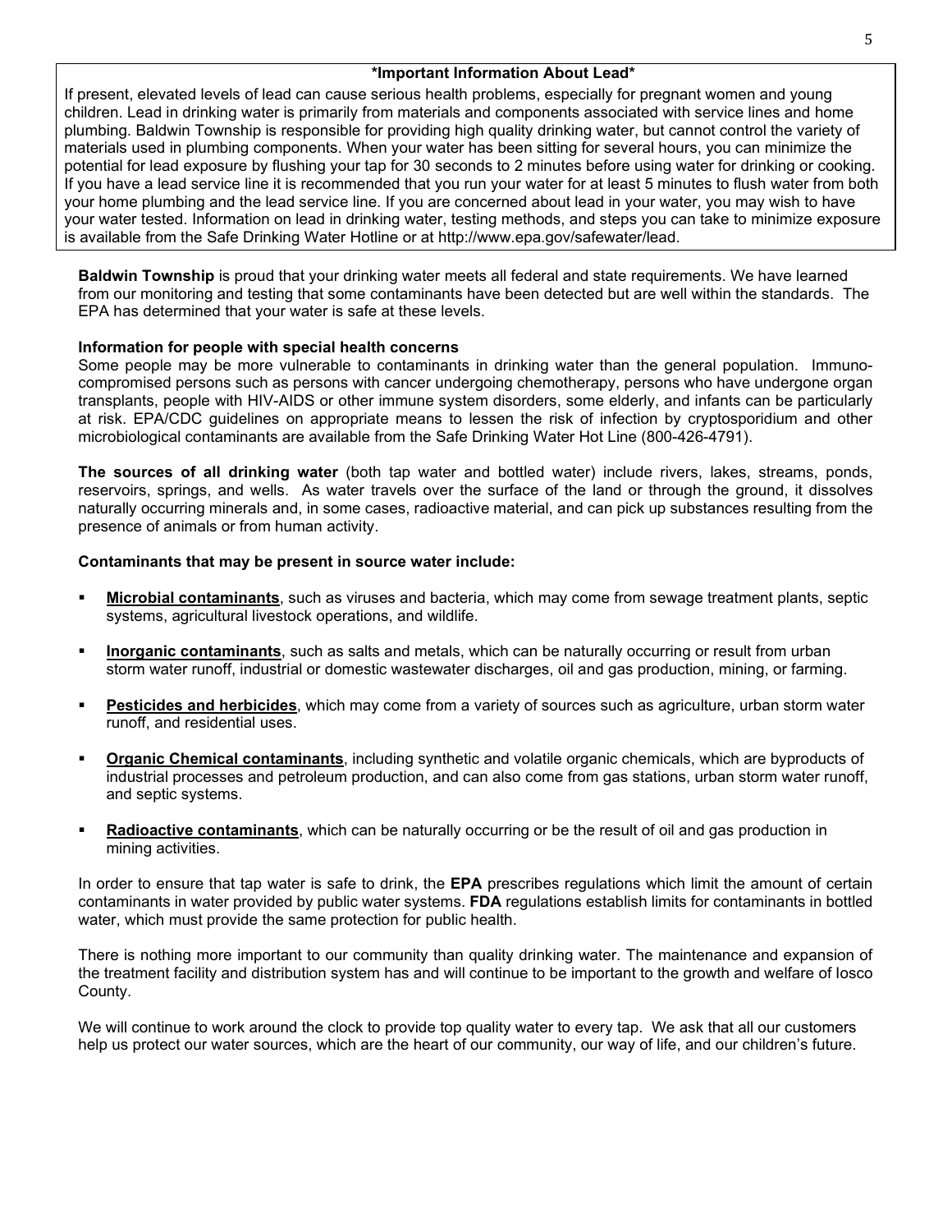**\*Important Information About Lead\***

If present, elevated levels of lead can cause serious health problems, especially for pregnant women and young children. Lead in drinking water is primarily from materials and components associated with service lines and home plumbing. Baldwin Township is responsible for providing high quality drinking water, but cannot control the variety of materials used in plumbing components. When your water has been sitting for several hours, you can minimize the potential for lead exposure by flushing your tap for 30 seconds to 2 minutes before using water for drinking or cooking. If you have a lead service line it is recommended that you run your water for at least 5 minutes to flush water from both your home plumbing and the lead service line. If you are concerned about lead in your water, you may wish to have your water tested. Information on lead in drinking water, testing methods, and steps you can take to minimize exposure is available from the Safe Drinking Water Hotline or at http://www.epa.gov/safewater/lead.

**Baldwin Township** is proud that your drinking water meets all federal and state requirements. We have learned from our monitoring and testing that some contaminants have been detected but are well within the standards. The EPA has determined that your water is safe at these levels.

**Information for people with special health concerns**

Some people may be more vulnerable to contaminants in drinking water than the general population. Immuno-compromised persons such as persons with cancer undergoing chemotherapy, persons who have undergone organ transplants, people with HIV-AIDS or other immune system disorders, some elderly, and infants can be particularly at risk. EPA/CDC guidelines on appropriate means to lessen the risk of infection by cryptosporidium and other microbiological contaminants are available from the Safe Drinking Water Hot Line (800-426-4791).

**The sources of all drinking water** (both tap water and bottled water) include rivers, lakes, streams, ponds, reservoirs, springs, and wells. As water travels over the surface of the land or through the ground, it dissolves naturally occurring minerals and, in some cases, radioactive material, and can pick up substances resulting from the presence of animals or from human activity.

**Contaminants that may be present in source water include:**

- **Microbial contaminants**, such as viruses and bacteria, which may come from sewage treatment plants, septic systems, agricultural livestock operations, and wildlife.
- **Inorganic contaminants**, such as salts and metals, which can be naturally occurring or result from urban storm water runoff, industrial or domestic wastewater discharges, oil and gas production, mining, or farming.
- **Pesticides and herbicides**, which may come from a variety of sources such as agriculture, urban storm water runoff, and residential uses.
- **Organic Chemical contaminants**, including synthetic and volatile organic chemicals, which are byproducts of industrial processes and petroleum production, and can also come from gas stations, urban storm water runoff, and septic systems.
- **Radioactive contaminants**, which can be naturally occurring or be the result of oil and gas production in mining activities.

In order to ensure that tap water is safe to drink, the **EPA** prescribes regulations which limit the amount of certain contaminants in water provided by public water systems. **FDA** regulations establish limits for contaminants in bottled water, which must provide the same protection for public health.

There is nothing more important to our community than quality drinking water. The maintenance and expansion of the treatment facility and distribution system has and will continue to be important to the growth and welfare of Iosco County.

We will continue to work around the clock to provide top quality water to every tap. We ask that all our customers help us protect our water sources, which are the heart of our community, our way of life, and our children's future.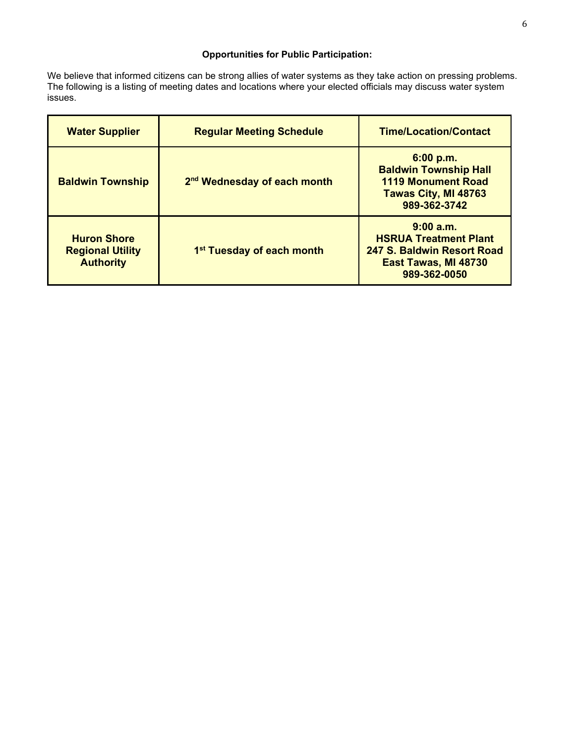**Opportunities for Public Participation:**

We believe that informed citizens can be strong allies of water systems as they take action on pressing problems. The following is a listing of meeting dates and locations where your elected officials may discuss water system issues.

| Water Supplier | Regular Meeting Schedule | Time/Location/Contact |
|---|---|---|
| **Baldwin Township** | **2nd Wednesday of each month** | **6:00 p.m.<br>Baldwin Township Hall<br>1119 Monument Road<br>Tawas City, MI 48763<br>989-362-3742** |
| **Huron Shore Regional Utility Authority** | **1st Tuesday of each month** | **9:00 a.m.<br>HSRUA Treatment Plant<br>247 S. Baldwin Resort Road<br>East Tawas, MI 48730<br>989-362-0050** |